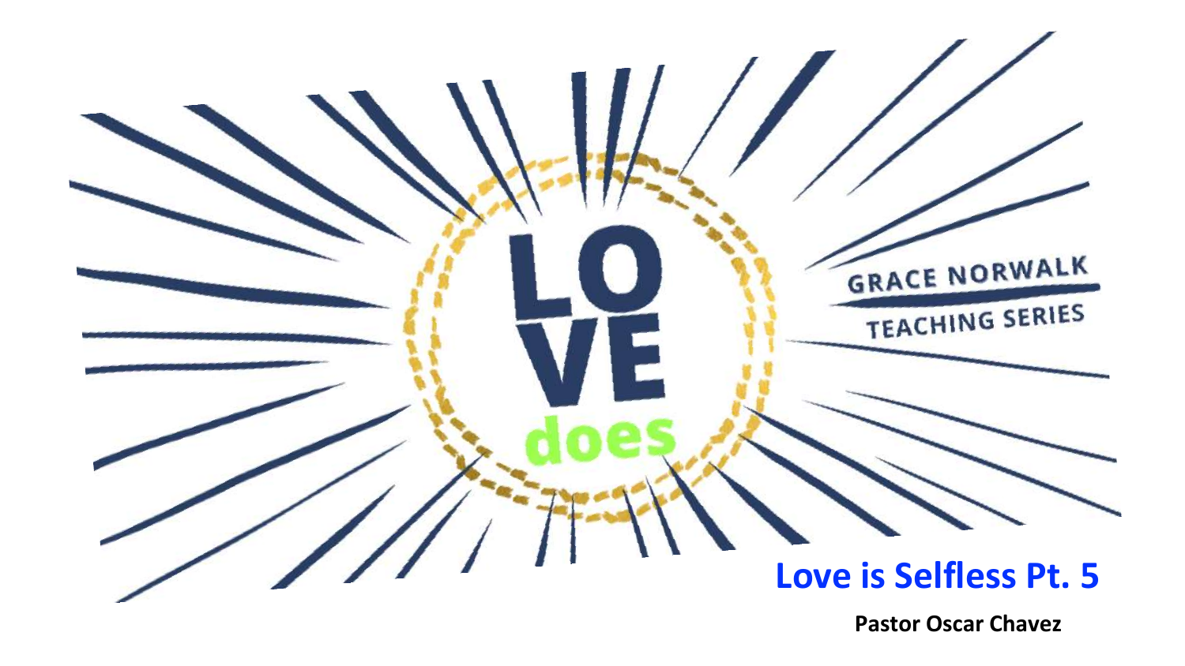# LOVE does

GRACE NORWALK TEACHING SERIES

## Love is Selfless Pt. 5

**Pastor Oscar Chavez**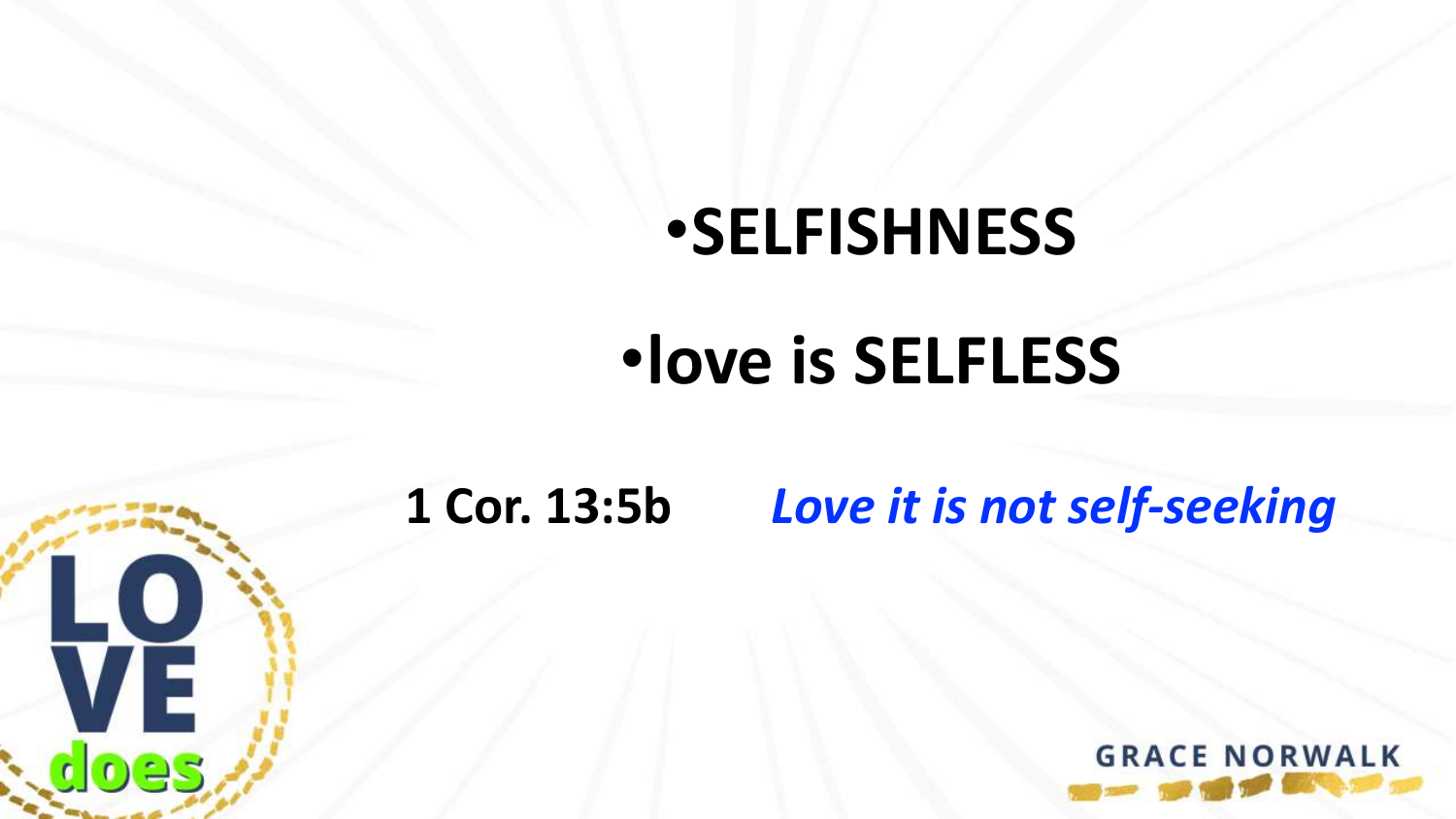- **SELFISHNESS**
- **love is SELFLESS**

**1 Cor. 13:5b** ***Love it is not self-seeking***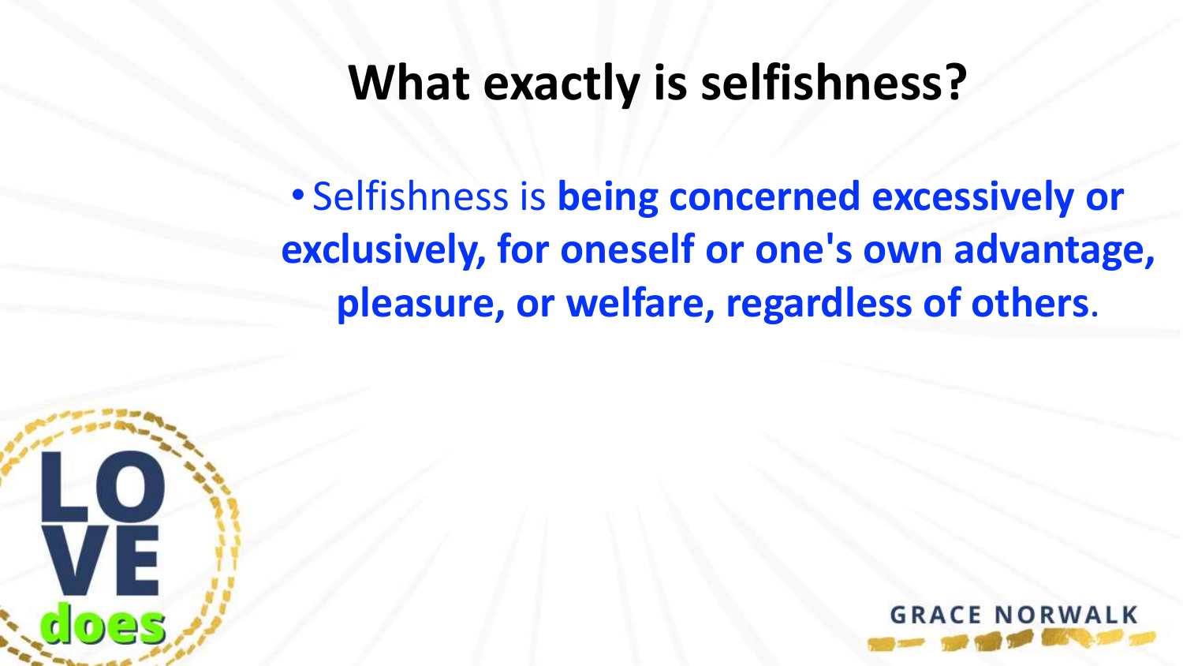# What exactly is selfishness?

- Selfishness is **being concerned excessively or exclusively, for oneself or one's own advantage, pleasure, or welfare, regardless of others**.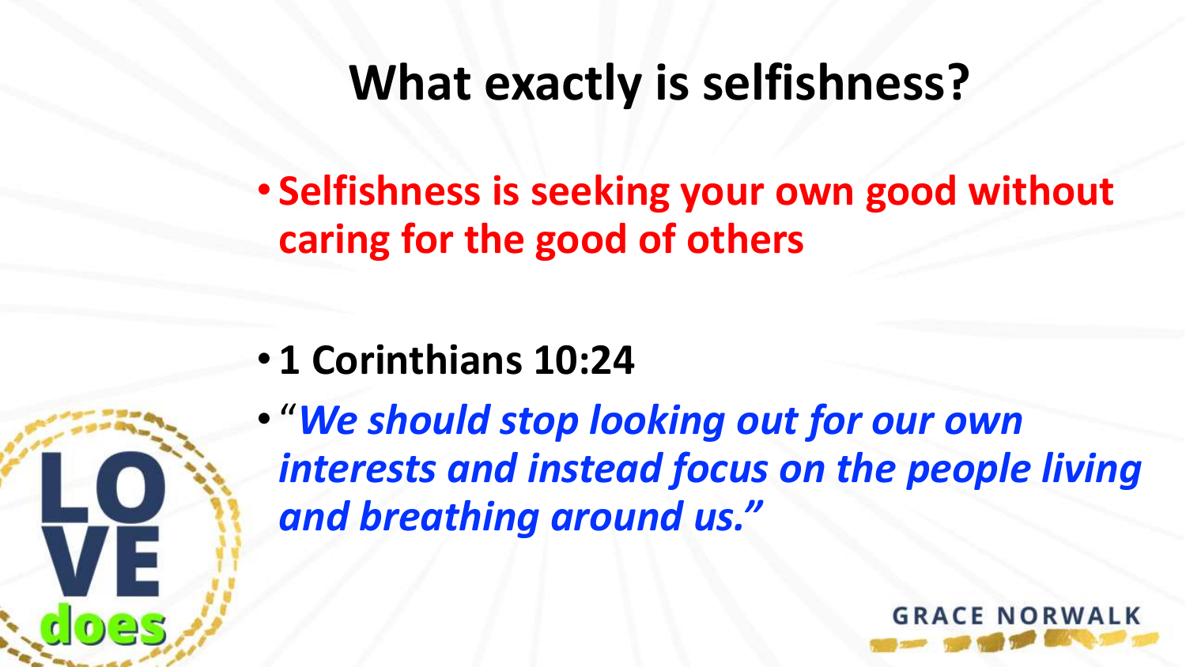# What exactly is selfishness?

- **Selfishness is seeking your own good without caring for the good of others**

- **1 Corinthians 10:24**
- "*We should stop looking out for our own interests and instead focus on the people living and breathing around us.*"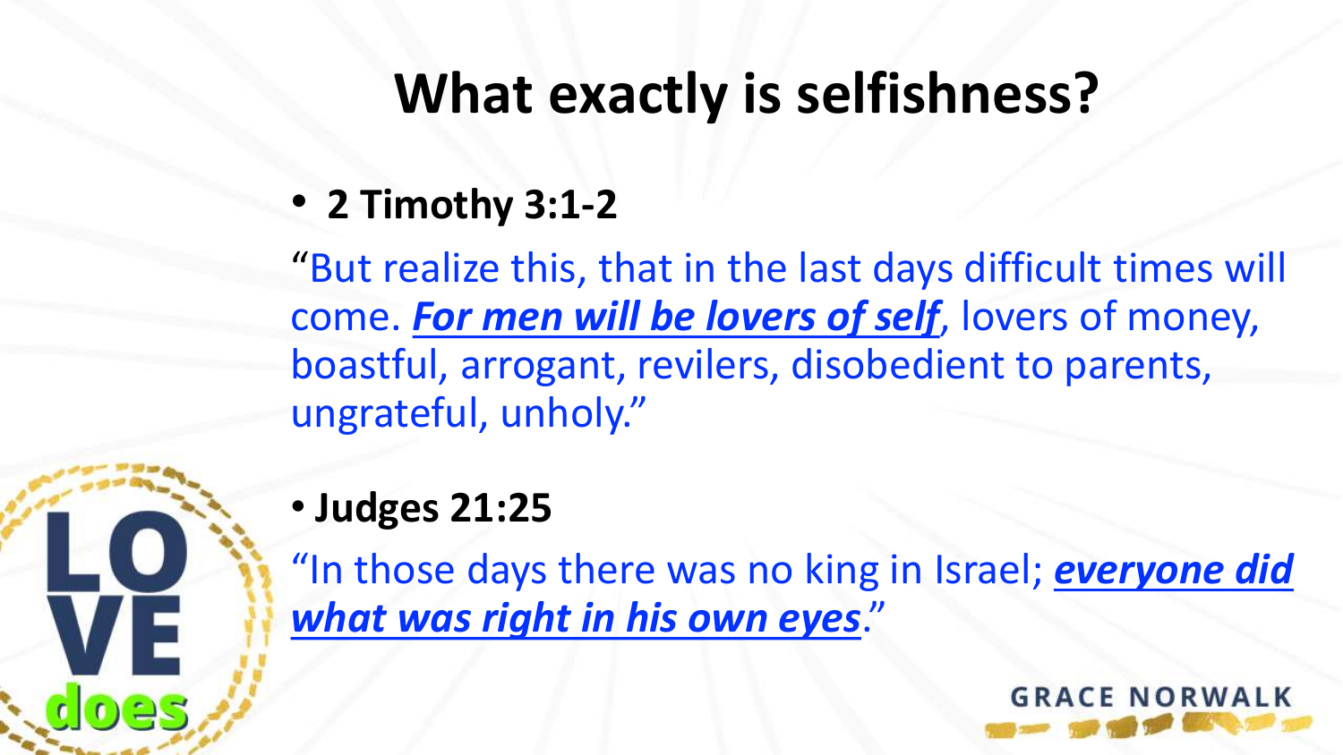# What exactly is selfishness?

- **2 Timothy 3:1-2**

"But realize this, that in the last days difficult times will come. ***For men will be lovers of self***, lovers of money, boastful, arrogant, revilers, disobedient to parents, ungrateful, unholy."

- **Judges 21:25**

"In those days there was no king in Israel; ***everyone did what was right in his own eyes***."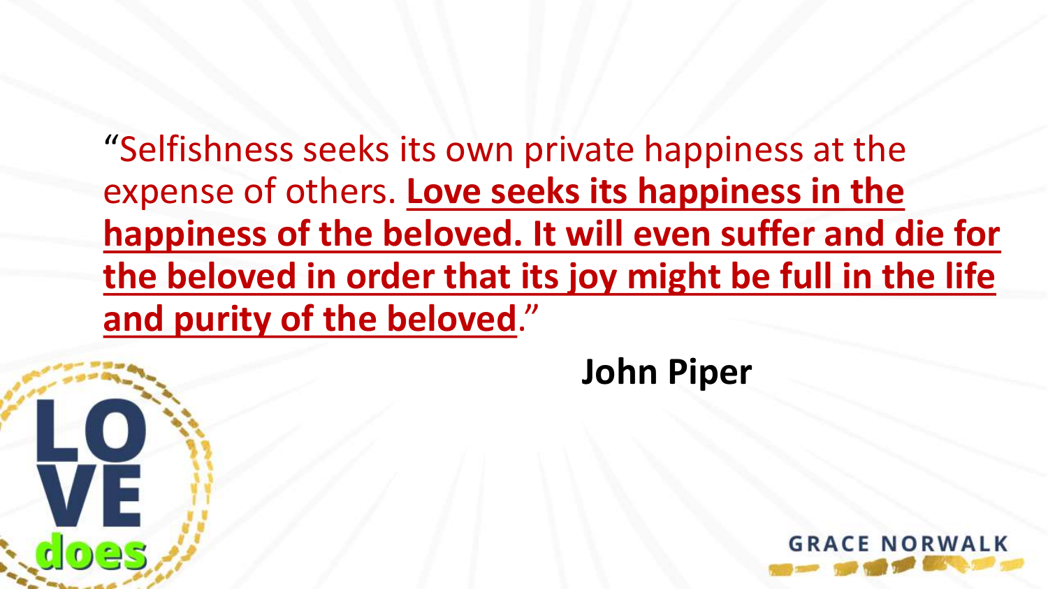"Selfishness seeks its own private happiness at the expense of others. **Love seeks its happiness in the happiness of the beloved. It will even suffer and die for the beloved in order that its joy might be full in the life and purity of the beloved**."

**John Piper**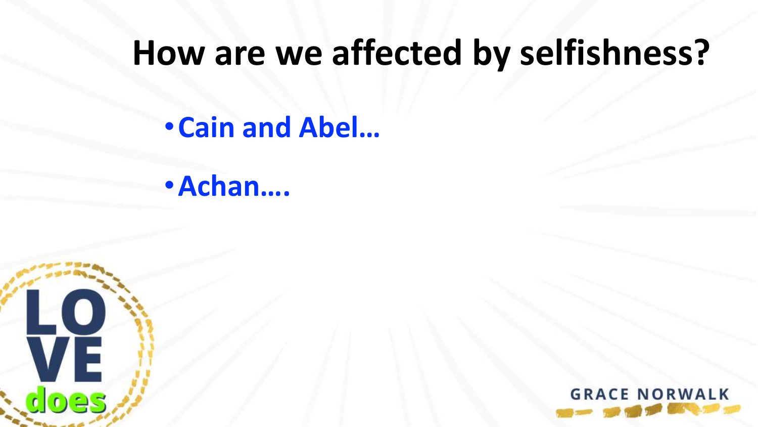# How are we affected by selfishness?

- **Cain and Abel…**
- **Achan….**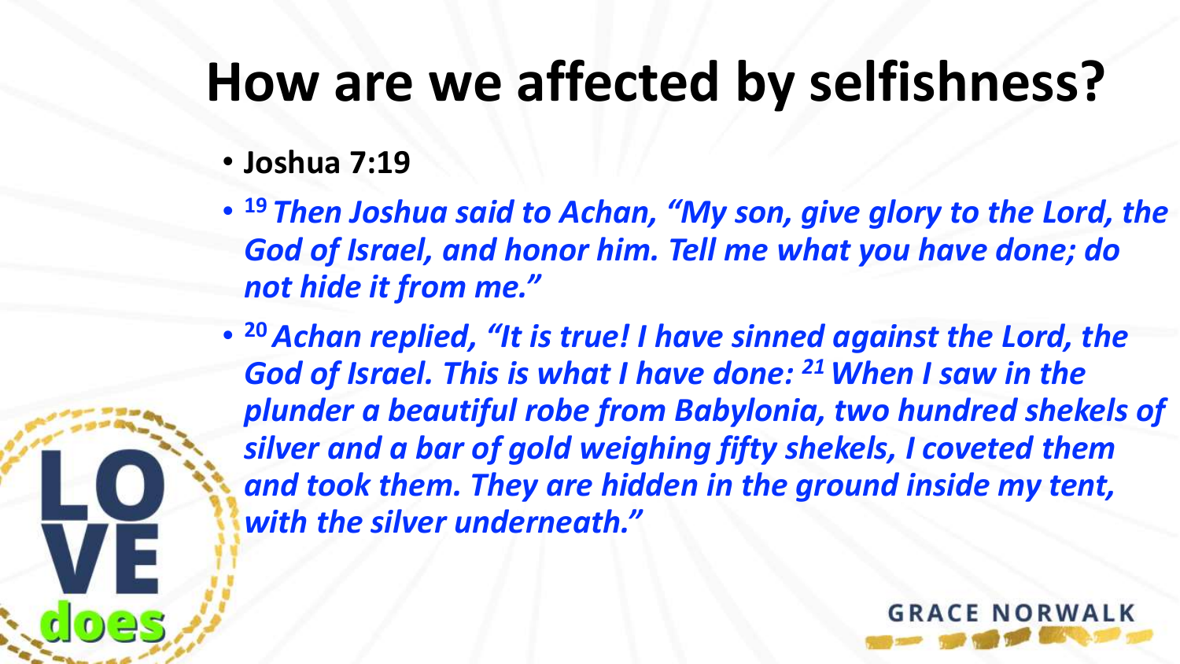# How are we affected by selfishness?

- **Joshua 7:19**
- ***[19] Then Joshua said to Achan, "My son, give glory to the Lord, the God of Israel, and honor him. Tell me what you have done; do not hide it from me."***
- ***[20] Achan replied, "It is true! I have sinned against the Lord, the God of Israel. This is what I have done: [21] When I saw in the plunder a beautiful robe from Babylonia, two hundred shekels of silver and a bar of gold weighing fifty shekels, I coveted them and took them. They are hidden in the ground inside my tent, with the silver underneath."***

LOVE does

GRACE NORWALK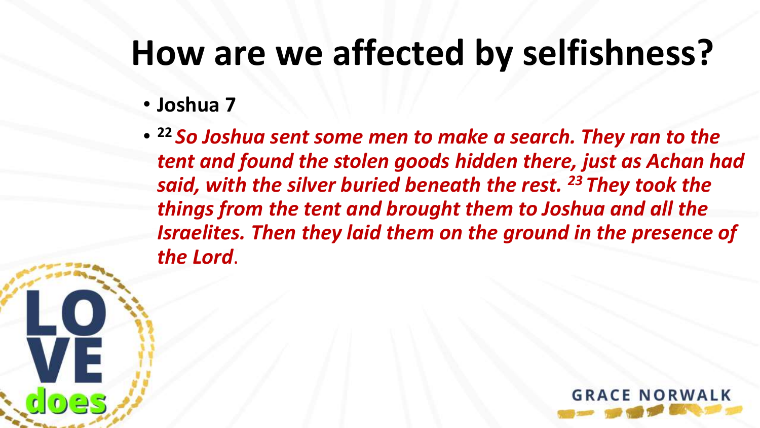# How are we affected by selfishness?

- **Joshua 7**
- **22** ***So Joshua sent some men to make a search. They ran to the tent and found the stolen goods hidden there, just as Achan had said, with the silver buried beneath the rest.* 23 *They took the things from the tent and brought them to Joshua and all the Israelites. Then they laid them on the ground in the presence of the Lord***.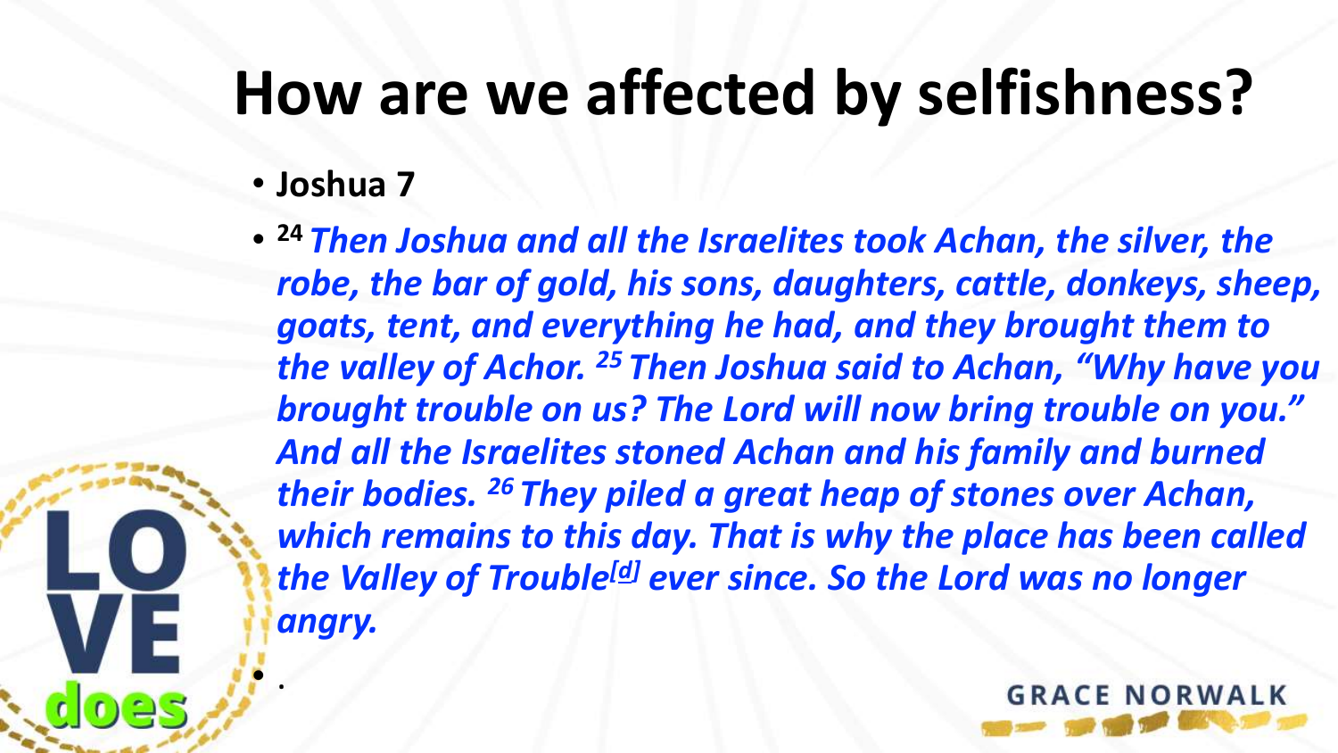# How are we affected by selfishness?

- **Joshua 7**
- [24] ***Then Joshua and all the Israelites took Achan, the silver, the robe, the bar of gold, his sons, daughters, cattle, donkeys, sheep, goats, tent, and everything he had, and they brought them to the valley of Achor.*** [25] ***Then Joshua said to Achan, "Why have you brought trouble on us? The Lord will now bring trouble on you." And all the Israelites stoned Achan and his family and burned their bodies.*** [26] ***They piled a great heap of stones over Achan, which remains to this day. That is why the place has been called the Valley of Trouble***[d] ***ever since. So the Lord was no longer angry.***
- .

LOVE does

GRACE NORWALK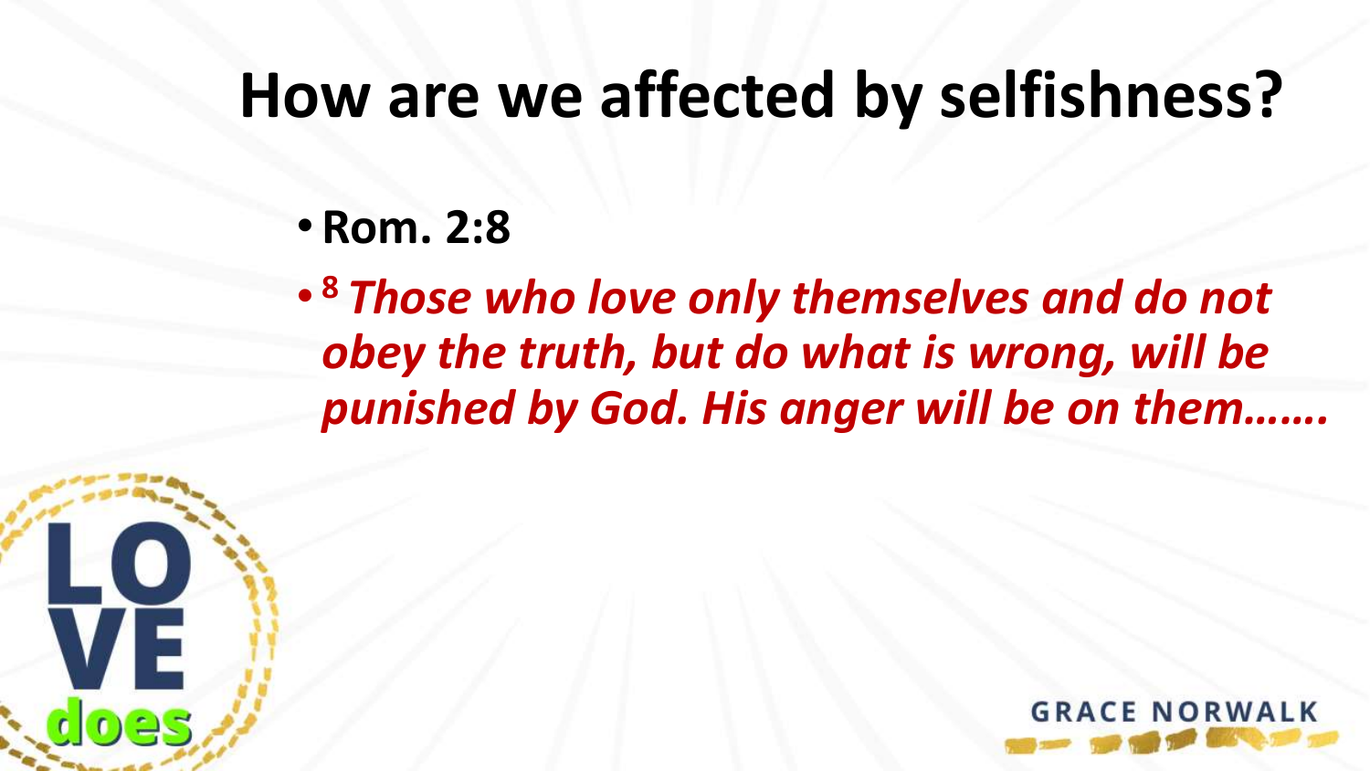# How are we affected by selfishness?

- **Rom. 2:8**
- ***[8] Those who love only themselves and do not obey the truth, but do what is wrong, will be punished by God. His anger will be on them…….***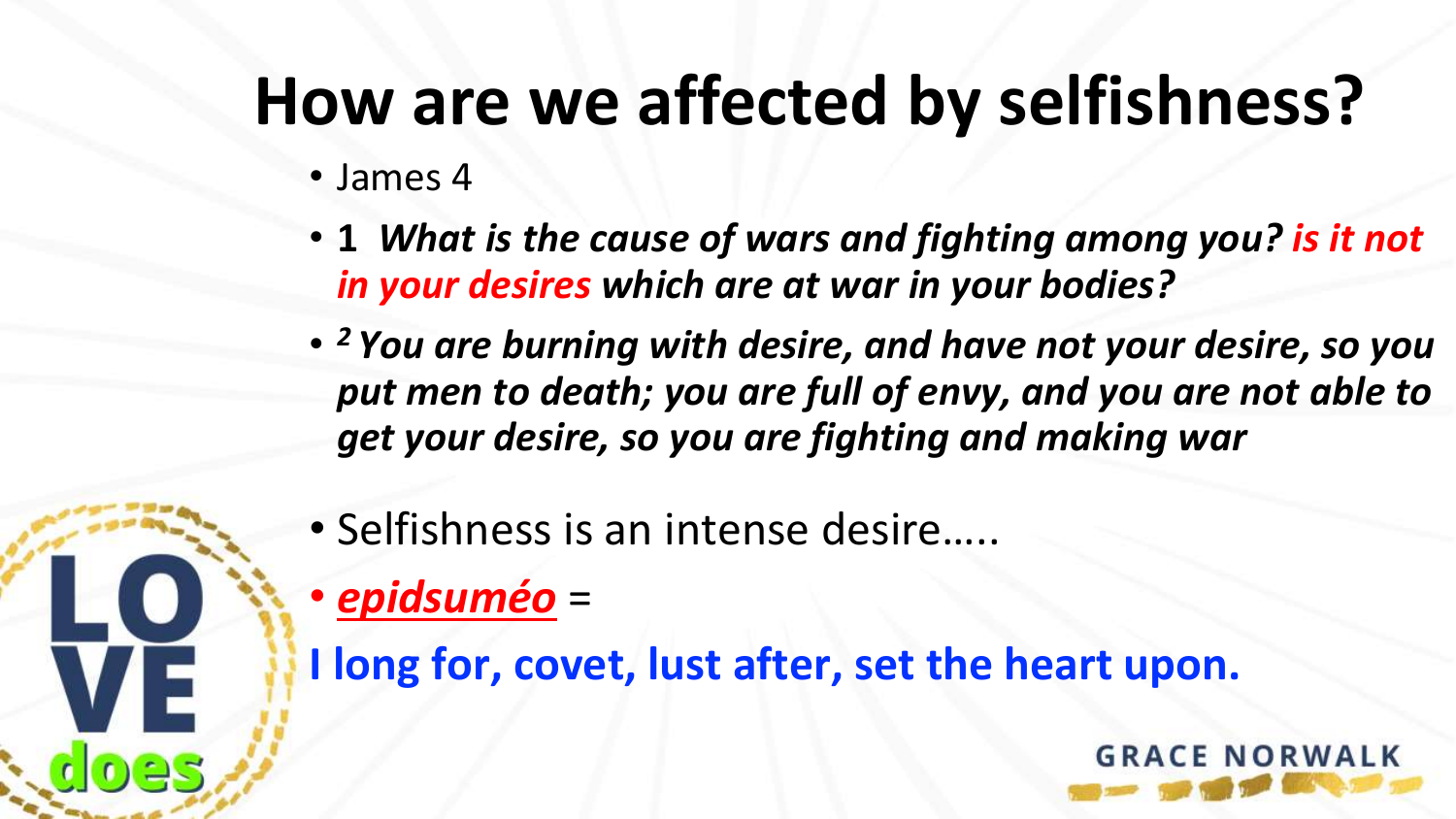# How are we affected by selfishness?

- James 4
- **1** ***What is the cause of wars and fighting among you? is it not in your desires which are at war in your bodies?***
- [2] ***You are burning with desire, and have not your desire, so you put men to death; you are full of envy, and you are not able to get your desire, so you are fighting and making war***

- Selfishness is an intense desire…..
- ***epidsuméo*** =

**I long for, covet, lust after, set the heart upon.**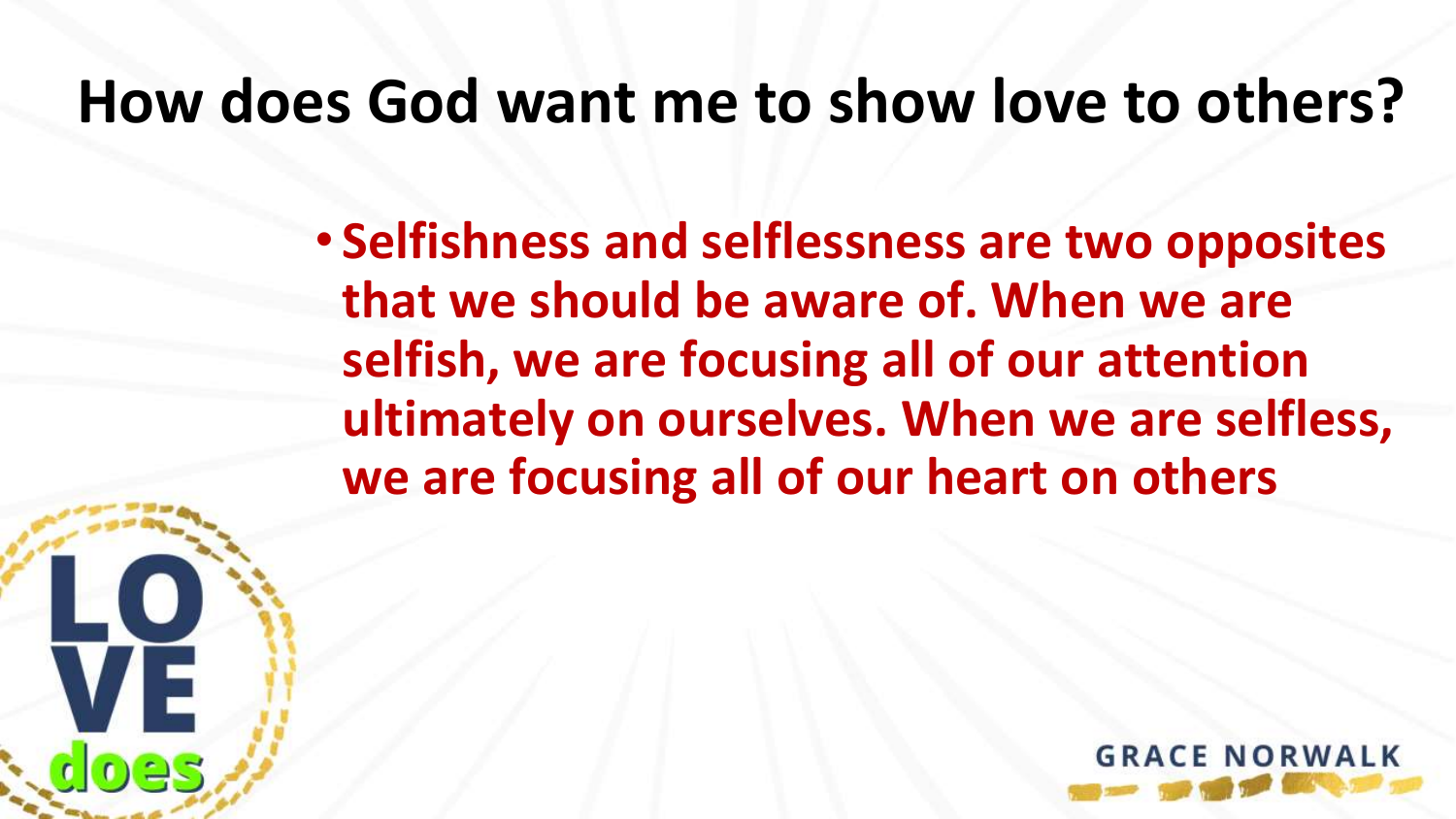# How does God want me to show love to others?

- **Selfishness and selflessness are two opposites that we should be aware of. When we are selfish, we are focusing all of our attention ultimately on ourselves. When we are selfless, we are focusing all of our heart on others**

LOVE does

GRACE NORWALK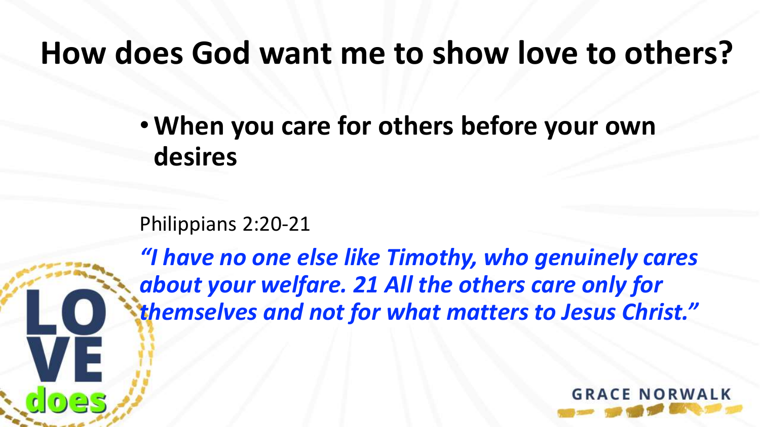# How does God want me to show love to others?

- **When you care for others before your own desires**

Philippians 2:20-21

***"I have no one else like Timothy, who genuinely cares about your welfare. 21 All the others care only for themselves and not for what matters to Jesus Christ."***

LOVE does

GRACE NORWALK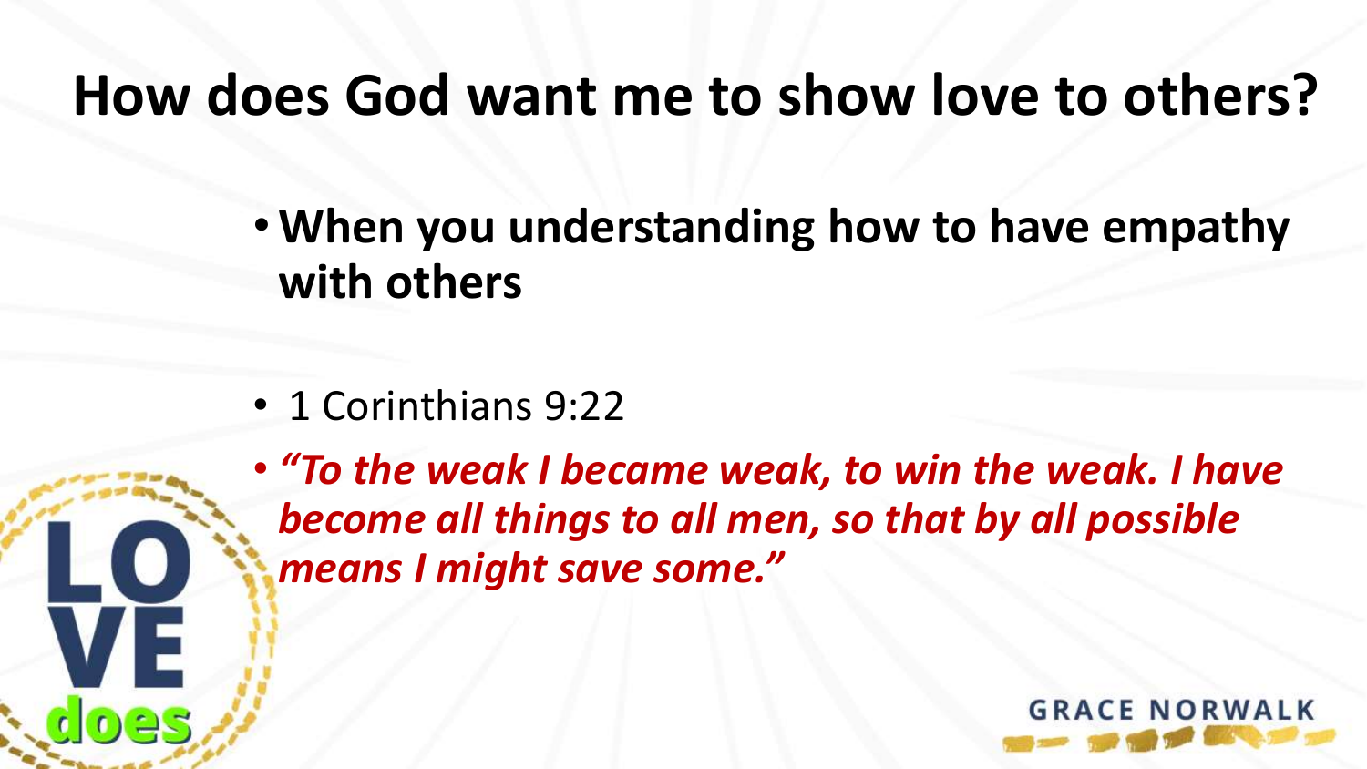# How does God want me to show love to others?

- **When you understanding how to have empathy with others**

- 1 Corinthians 9:22
- ***"To the weak I became weak, to win the weak. I have become all things to all men, so that by all possible means I might save some."***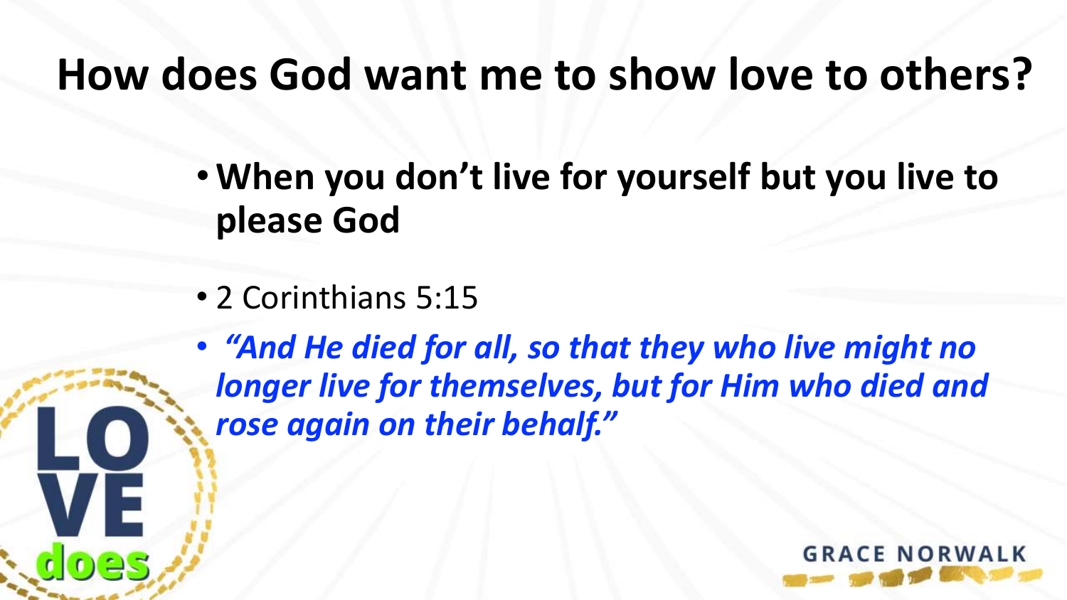# How does God want me to show love to others?

- **When you don't live for yourself but you live to please God**
- 2 Corinthians 5:15
- ***"And He died for all, so that they who live might no longer live for themselves, but for Him who died and rose again on their behalf."***

LOVE does

GRACE NORWALK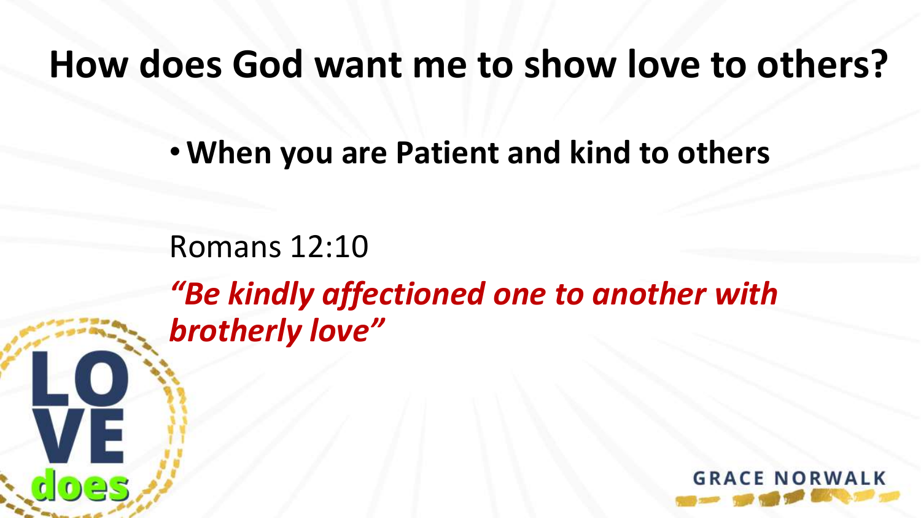# How does God want me to show love to others?

- **When you are Patient and kind to others**

Romans 12:10

***"Be kindly affectioned one to another with brotherly love"***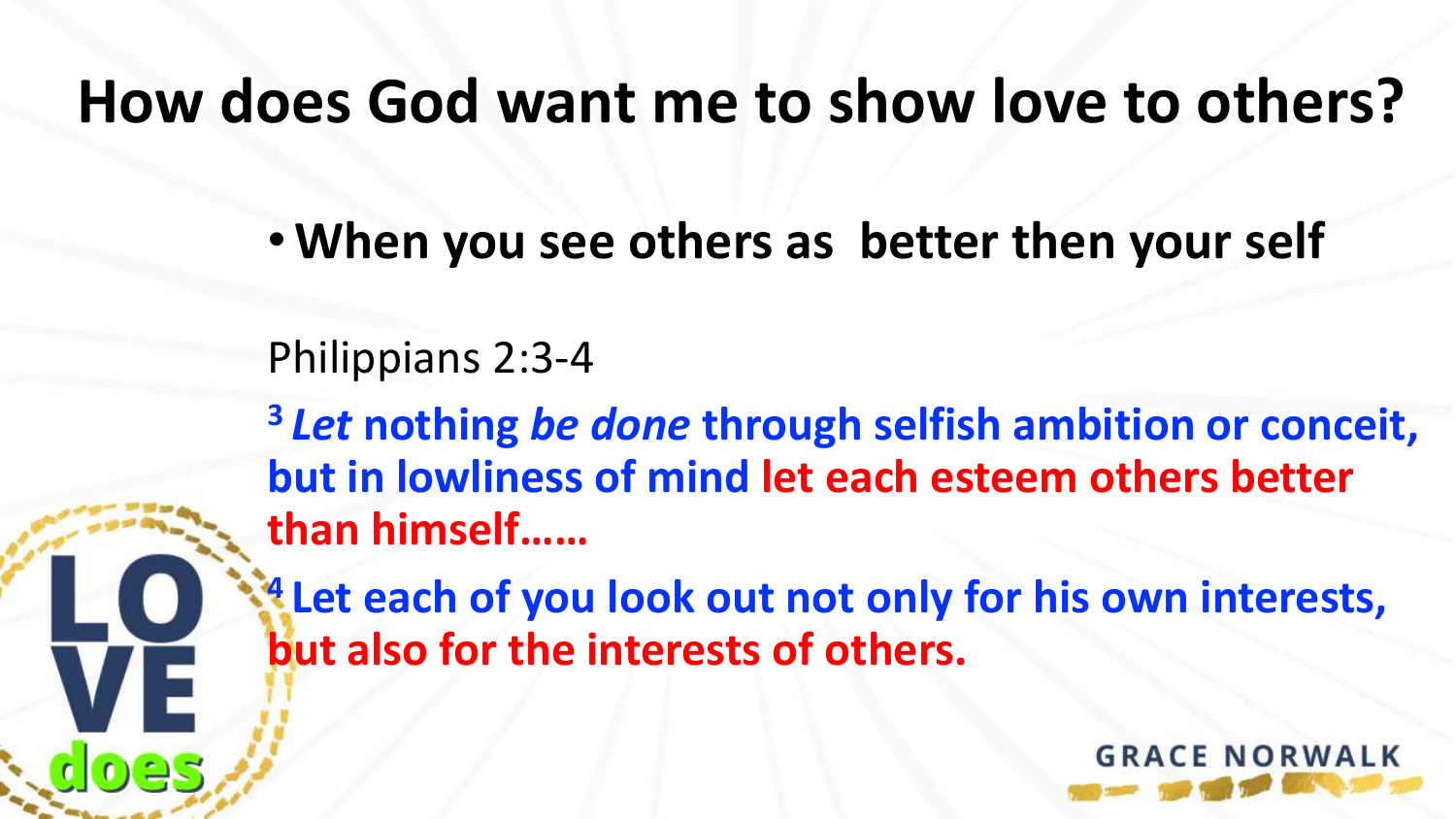# How does God want me to show love to others?

- **When you see others as  better then your self**

Philippians 2:3-4

**[3] *Let* nothing *be done* through selfish ambition or conceit, but in lowliness of mind let each esteem others better than himself……**

**[4] Let each of you look out not only for his own interests, but also for the interests of others.**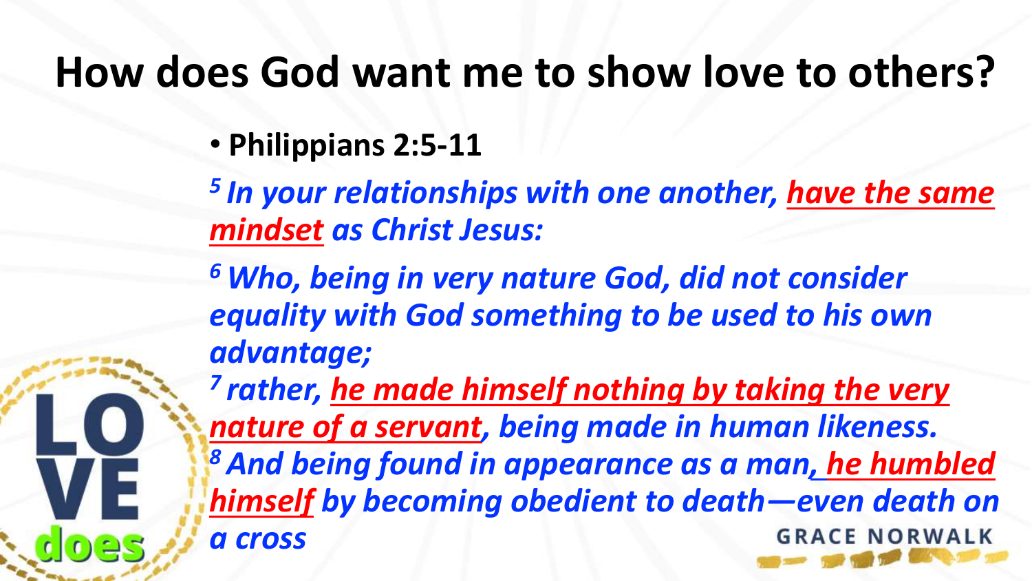# How does God want me to show love to others?

- **Philippians 2:5-11**

***[5] In your relationships with one another, have the same mindset as Christ Jesus:***

***[6] Who, being in very nature God, did not consider equality with God something to be used to his own advantage;***

***[7] rather, he made himself nothing by taking the very nature of a servant, being made in human likeness.***

***[8] And being found in appearance as a man, he humbled himself by becoming obedient to death—even death on a cross***

LOVE does

GRACE NORWALK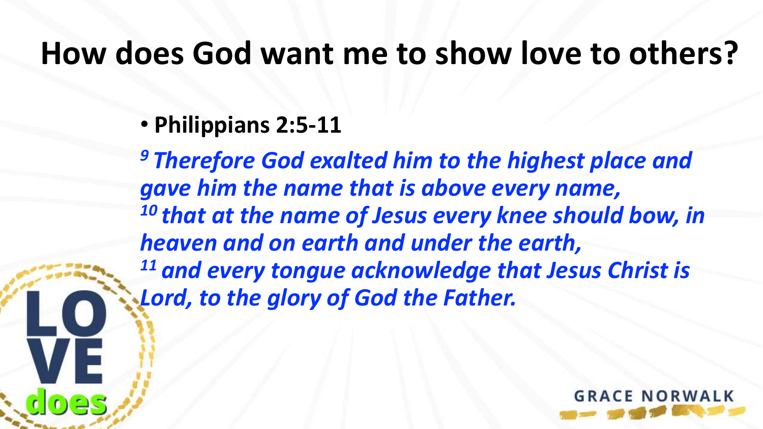# How does God want me to show love to others?

- **Philippians 2:5-11**

***[9] Therefore God exalted him to the highest place and gave him the name that is above every name,***
***[10] that at the name of Jesus every knee should bow, in heaven and on earth and under the earth,***
***[11] and every tongue acknowledge that Jesus Christ is Lord, to the glory of God the Father.***

LOVE does

GRACE NORWALK